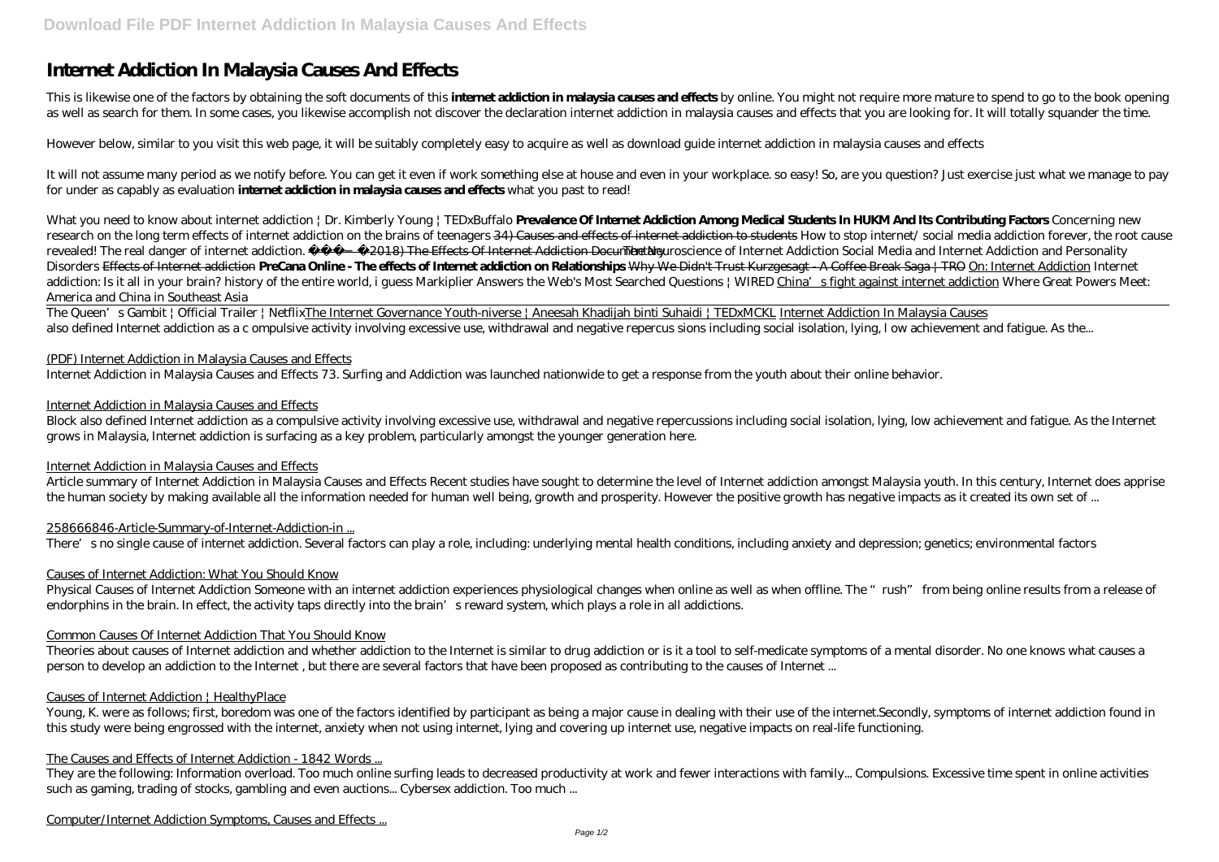# Internet Addiction In Malaysia Causes And Effects

This is likewise one of the factors by obtaining the soft documents of this **internet addiction in malaysia causes and effects** by online. You might not require more mature to spend to go to the book opening as well as search for them. In some cases, you likewise accomplish not discover the declaration internet addiction in malaysia causes and effects that you are looking for. It will totally squander the time.

However below, similar to you visit this web page, it will be suitably completely easy to acquire as well as download guide internet addiction in malaysia causes and effects

It will not assume many period as we notify before. You can get it even if work something else at house and even in your workplace. so easy! So, are you question? Just exercise just what we manage to pay for under as capably as evaluation **internet addiction in malaysia causes and effects** what you past to read!

*What you need to know about internet addiction | Dr. Kimberly Young | TEDxBuffalo* **Prevalence Of Internet Addiction Among Medical Students In HUKM And Its Contributing Factors** *Concerning new research on the long term effects of internet addiction on the brains of teenagers* ~~34) Causes and effects of internet addiction to students~~ *How to stop internet/ social media addiction forever, the root cause revealed! The real danger of internet addiction.* ~~(2018) The Effects Of Internet Addiction Documentary~~ *The Neuroscience of Internet Addiction Social Media and Internet Addiction and Personality Disorders* ~~Effects of Internet addiction~~ **PreCana Online - The effects of Internet addiction on Relationships** ~~Why We Didn't Trust Kurzgesagt - A Coffee Break Saga | TRO~~ On: Internet Addiction *Internet addiction: Is it all in your brain? history of the entire world, i guess Markiplier Answers the Web's Most Searched Questions | WIRED* China's fight against internet addiction *Where Great Powers Meet: America and China in Southeast Asia*

The Queen's Gambit | Official Trailer | NetflixThe Internet Governance Youth-niverse | Aneesah Khadijah binti Suhaidi | TEDxMCKL Internet Addiction In Malaysia Causes
also defined Internet addiction as a c ompulsive activity involving excessive use, withdrawal and negative repercus sions including social isolation, lying, l ow achievement and fatigue. As the...

(PDF) Internet Addiction in Malaysia Causes and Effects
Internet Addiction in Malaysia Causes and Effects 73. Surfing and Addiction was launched nationwide to get a response from the youth about their online behavior.

Internet Addiction in Malaysia Causes and Effects
Block also defined Internet addiction as a compulsive activity involving excessive use, withdrawal and negative repercussions including social isolation, lying, low achievement and fatigue. As the Internet grows in Malaysia, Internet addiction is surfacing as a key problem, particularly amongst the younger generation here.

Internet Addiction in Malaysia Causes and Effects
Article summary of Internet Addiction in Malaysia Causes and Effects Recent studies have sought to determine the level of Internet addiction amongst Malaysia youth. In this century, Internet does apprise the human society by making available all the information needed for human well being, growth and prosperity. However the positive growth has negative impacts as it created its own set of ...

258666846-Article-Summary-of-Internet-Addiction-in ...
There's no single cause of internet addiction. Several factors can play a role, including: underlying mental health conditions, including anxiety and depression; genetics; environmental factors

Causes of Internet Addiction: What You Should Know
Physical Causes of Internet Addiction Someone with an internet addiction experiences physiological changes when online as well as when offline. The "rush" from being online results from a release of endorphins in the brain. In effect, the activity taps directly into the brain's reward system, which plays a role in all addictions.

Common Causes Of Internet Addiction That You Should Know
Theories about causes of Internet addiction and whether addiction to the Internet is similar to drug addiction or is it a tool to self-medicate symptoms of a mental disorder. No one knows what causes a person to develop an addiction to the Internet , but there are several factors that have been proposed as contributing to the causes of Internet ...

Causes of Internet Addiction | HealthyPlace
Young, K. were as follows; first, boredom was one of the factors identified by participant as being a major cause in dealing with their use of the internet.Secondly, symptoms of internet addiction found in this study were being engrossed with the internet, anxiety when not using internet, lying and covering up internet use, negative impacts on real-life functioning.

The Causes and Effects of Internet Addiction - 1842 Words ...
They are the following: Information overload. Too much online surfing leads to decreased productivity at work and fewer interactions with family... Compulsions. Excessive time spent in online activities such as gaming, trading of stocks, gambling and even auctions... Cybersex addiction. Too much ...

Computer/Internet Addiction Symptoms, Causes and Effects ...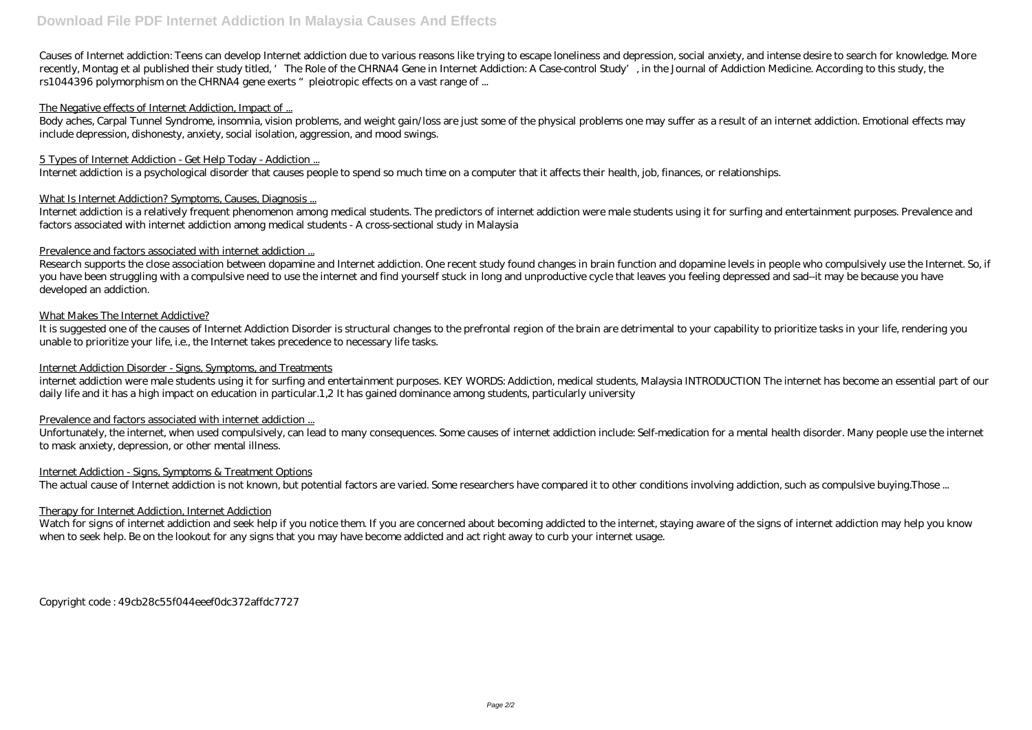Causes of Internet addiction: Teens can develop Internet addiction due to various reasons like trying to escape loneliness and depression, social anxiety, and intense desire to search for knowledge. More recently, Montag et al published their study titled, 'The Role of the CHRNA4 Gene in Internet Addiction: A Case-control Study', in the Journal of Addiction Medicine. According to this study, the rs1044396 polymorphism on the CHRNA4 gene exerts "pleiotropic effects on a vast range of ...

The Negative effects of Internet Addiction, Impact of ...

Body aches, Carpal Tunnel Syndrome, insomnia, vision problems, and weight gain/loss are just some of the physical problems one may suffer as a result of an internet addiction. Emotional effects may include depression, dishonesty, anxiety, social isolation, aggression, and mood swings.

5 Types of Internet Addiction - Get Help Today - Addiction ...

Internet addiction is a psychological disorder that causes people to spend so much time on a computer that it affects their health, job, finances, or relationships.

What Is Internet Addiction? Symptoms, Causes, Diagnosis ...

Internet addiction is a relatively frequent phenomenon among medical students. The predictors of internet addiction were male students using it for surfing and entertainment purposes. Prevalence and factors associated with internet addiction among medical students - A cross-sectional study in Malaysia

Prevalence and factors associated with internet addiction ...

Research supports the close association between dopamine and Internet addiction. One recent study found changes in brain function and dopamine levels in people who compulsively use the Internet. So, if you have been struggling with a compulsive need to use the internet and find yourself stuck in long and unproductive cycle that leaves you feeling depressed and sad--it may be because you have developed an addiction.

What Makes The Internet Addictive?

It is suggested one of the causes of Internet Addiction Disorder is structural changes to the prefrontal region of the brain are detrimental to your capability to prioritize tasks in your life, rendering you unable to prioritize your life, i.e., the Internet takes precedence to necessary life tasks.

Internet Addiction Disorder - Signs, Symptoms, and Treatments

internet addiction were male students using it for surfing and entertainment purposes. KEY WORDS: Addiction, medical students, Malaysia INTRODUCTION The internet has become an essential part of our daily life and it has a high impact on education in particular.1,2 It has gained dominance among students, particularly university

Prevalence and factors associated with internet addiction ...

Unfortunately, the internet, when used compulsively, can lead to many consequences. Some causes of internet addiction include: Self-medication for a mental health disorder. Many people use the internet to mask anxiety, depression, or other mental illness.

Internet Addiction - Signs, Symptoms & Treatment Options

The actual cause of Internet addiction is not known, but potential factors are varied. Some researchers have compared it to other conditions involving addiction, such as compulsive buying.Those ...

Therapy for Internet Addiction, Internet Addiction

Watch for signs of internet addiction and seek help if you notice them. If you are concerned about becoming addicted to the internet, staying aware of the signs of internet addiction may help you know when to seek help. Be on the lookout for any signs that you may have become addicted and act right away to curb your internet usage.

Copyright code : 49cb28c55f044eeef0dc372affdc7727